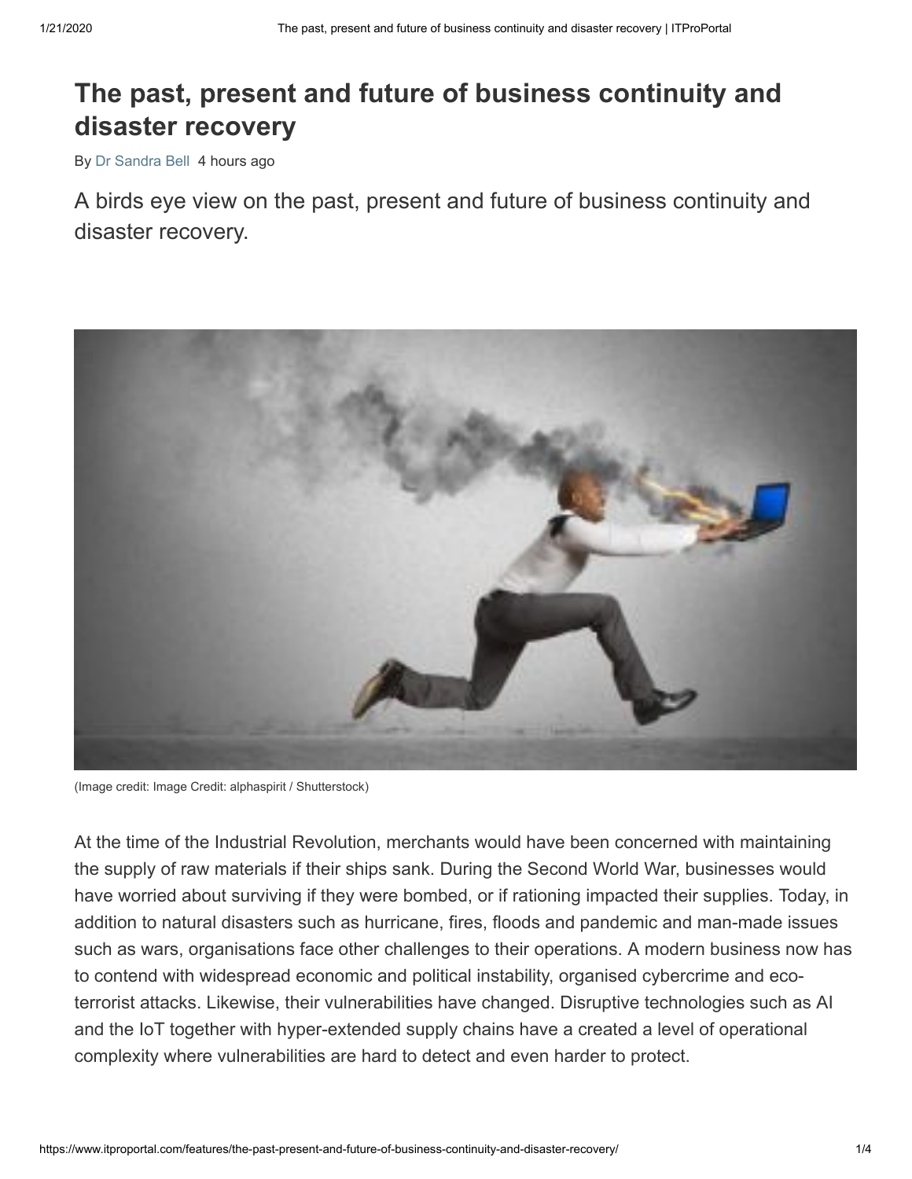# The past, present and future of business continuity and disaster recovery

By Dr Sandra Bell 4 hours ago

A birds eye view on the past, present and future of business continuity and disaster recovery.

(Image credit: Image Credit: alphaspirit / Shutterstock)

At the time of the Industrial Revolution, merchants would have been concerned with maintaining the supply of raw materials if their ships sank. During the Second World War, businesses would have worried about surviving if they were bombed, or if rationing impacted their supplies. Today, in addition to natural disasters such as hurricane, fires, floods and pandemic and man-made issues such as wars, organisations face other challenges to their operations. A modern business now has to contend with widespread economic and political instability, organised cybercrime and eco-terrorist attacks. Likewise, their vulnerabilities have changed. Disruptive technologies such as AI and the IoT together with hyper-extended supply chains have a created a level of operational complexity where vulnerabilities are hard to detect and even harder to protect.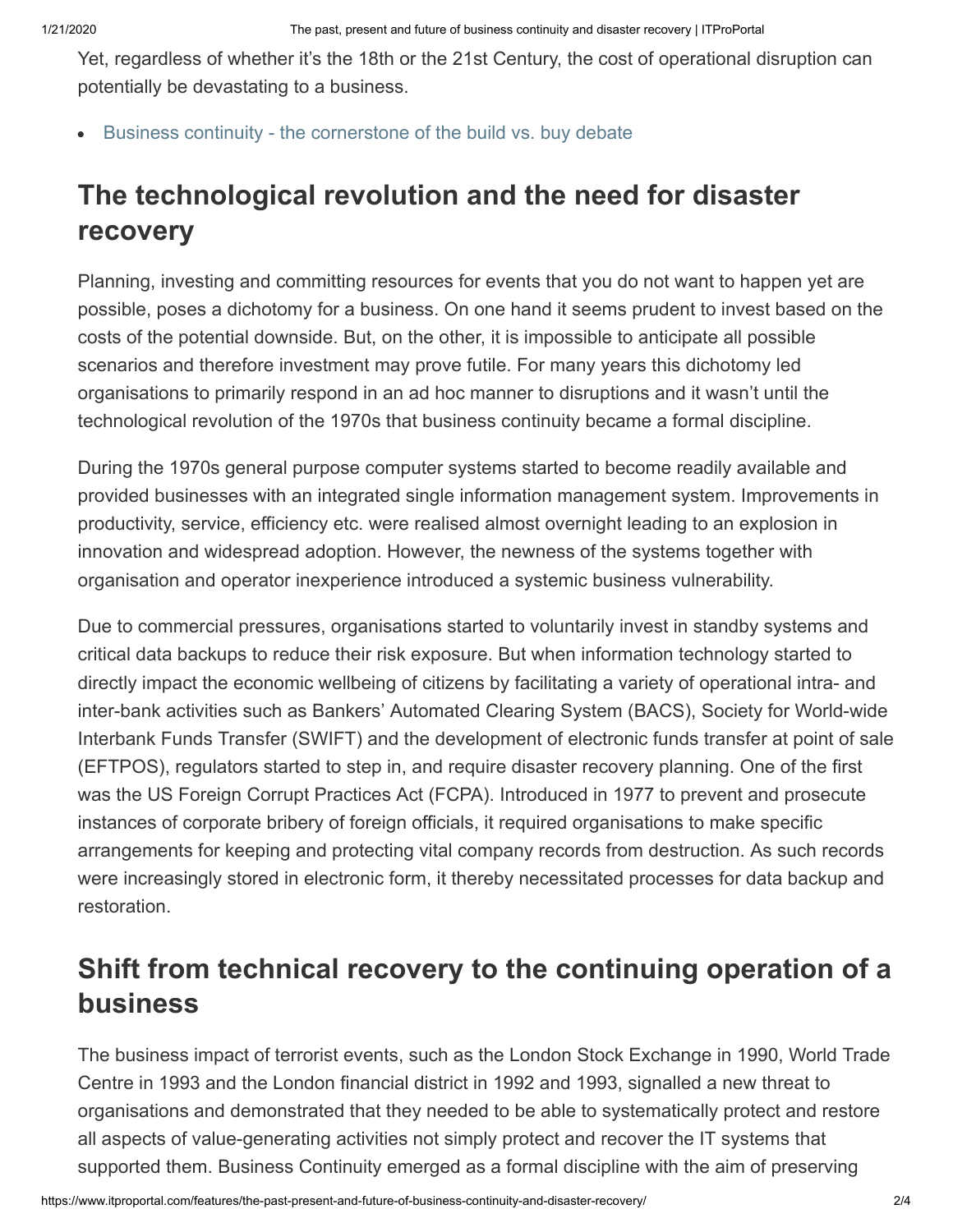Yet, regardless of whether it's the 18th or the 21st Century, the cost of operational disruption can potentially be devastating to a business.

- Business continuity - the cornerstone of the build vs. buy debate

## The technological revolution and the need for disaster recovery

Planning, investing and committing resources for events that you do not want to happen yet are possible, poses a dichotomy for a business. On one hand it seems prudent to invest based on the costs of the potential downside. But, on the other, it is impossible to anticipate all possible scenarios and therefore investment may prove futile. For many years this dichotomy led organisations to primarily respond in an ad hoc manner to disruptions and it wasn't until the technological revolution of the 1970s that business continuity became a formal discipline.

During the 1970s general purpose computer systems started to become readily available and provided businesses with an integrated single information management system. Improvements in productivity, service, efficiency etc. were realised almost overnight leading to an explosion in innovation and widespread adoption. However, the newness of the systems together with organisation and operator inexperience introduced a systemic business vulnerability.

Due to commercial pressures, organisations started to voluntarily invest in standby systems and critical data backups to reduce their risk exposure. But when information technology started to directly impact the economic wellbeing of citizens by facilitating a variety of operational intra- and inter-bank activities such as Bankers' Automated Clearing System (BACS), Society for World-wide Interbank Funds Transfer (SWIFT) and the development of electronic funds transfer at point of sale (EFTPOS), regulators started to step in, and require disaster recovery planning. One of the first was the US Foreign Corrupt Practices Act (FCPA). Introduced in 1977 to prevent and prosecute instances of corporate bribery of foreign officials, it required organisations to make specific arrangements for keeping and protecting vital company records from destruction. As such records were increasingly stored in electronic form, it thereby necessitated processes for data backup and restoration.

## Shift from technical recovery to the continuing operation of a business

The business impact of terrorist events, such as the London Stock Exchange in 1990, World Trade Centre in 1993 and the London financial district in 1992 and 1993, signalled a new threat to organisations and demonstrated that they needed to be able to systematically protect and restore all aspects of value-generating activities not simply protect and recover the IT systems that supported them. Business Continuity emerged as a formal discipline with the aim of preserving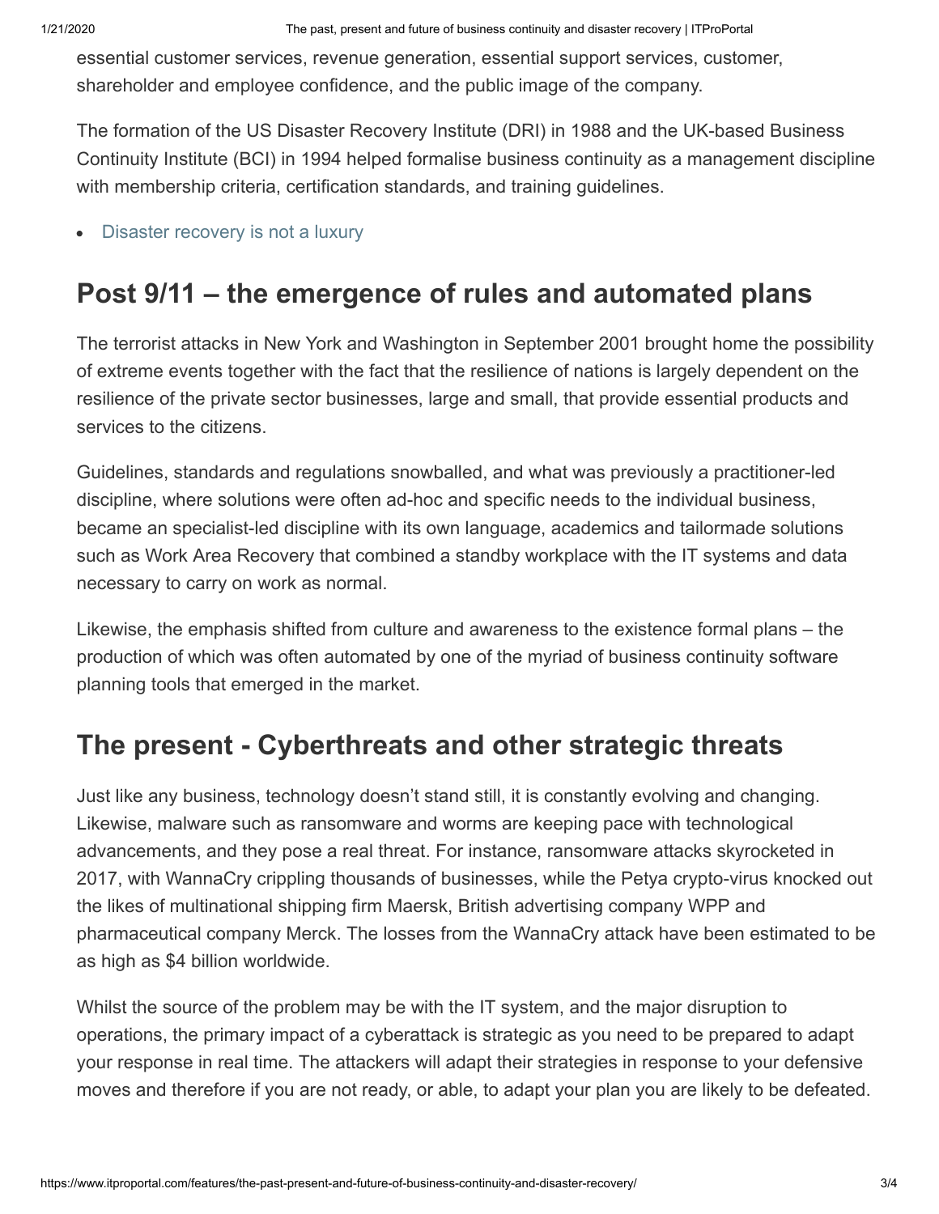essential customer services, revenue generation, essential support services, customer, shareholder and employee confidence, and the public image of the company.

The formation of the US Disaster Recovery Institute (DRI) in 1988 and the UK-based Business Continuity Institute (BCI) in 1994 helped formalise business continuity as a management discipline with membership criteria, certification standards, and training guidelines.

- Disaster recovery is not a luxury

## Post 9/11 – the emergence of rules and automated plans

The terrorist attacks in New York and Washington in September 2001 brought home the possibility of extreme events together with the fact that the resilience of nations is largely dependent on the resilience of the private sector businesses, large and small, that provide essential products and services to the citizens.

Guidelines, standards and regulations snowballed, and what was previously a practitioner-led discipline, where solutions were often ad-hoc and specific needs to the individual business, became an specialist-led discipline with its own language, academics and tailormade solutions such as Work Area Recovery that combined a standby workplace with the IT systems and data necessary to carry on work as normal.

Likewise, the emphasis shifted from culture and awareness to the existence formal plans – the production of which was often automated by one of the myriad of business continuity software planning tools that emerged in the market.

## The present - Cyberthreats and other strategic threats

Just like any business, technology doesn't stand still, it is constantly evolving and changing. Likewise, malware such as ransomware and worms are keeping pace with technological advancements, and they pose a real threat. For instance, ransomware attacks skyrocketed in 2017, with WannaCry crippling thousands of businesses, while the Petya crypto-virus knocked out the likes of multinational shipping firm Maersk, British advertising company WPP and pharmaceutical company Merck. The losses from the WannaCry attack have been estimated to be as high as $4 billion worldwide.

Whilst the source of the problem may be with the IT system, and the major disruption to operations, the primary impact of a cyberattack is strategic as you need to be prepared to adapt your response in real time. The attackers will adapt their strategies in response to your defensive moves and therefore if you are not ready, or able, to adapt your plan you are likely to be defeated.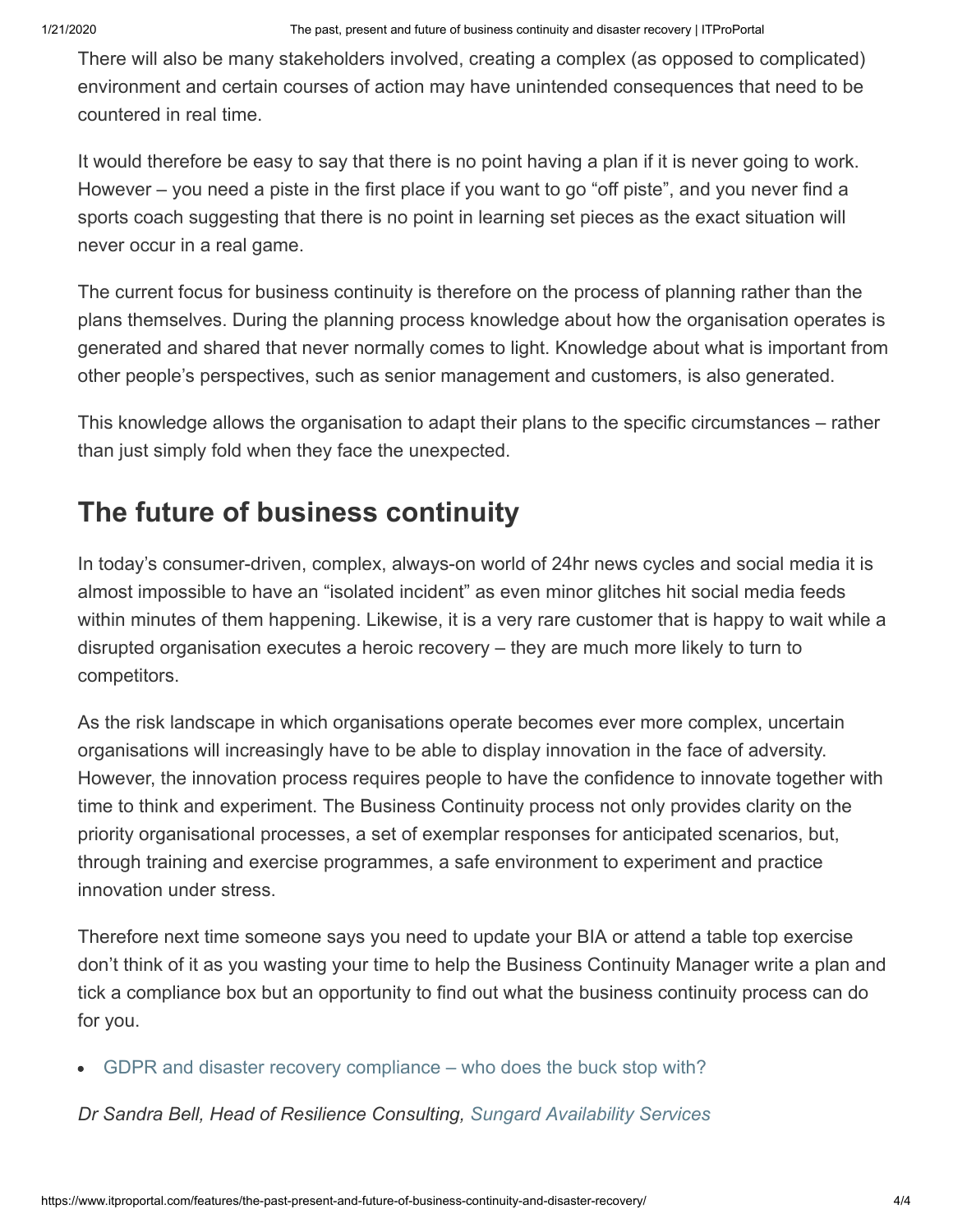There will also be many stakeholders involved, creating a complex (as opposed to complicated) environment and certain courses of action may have unintended consequences that need to be countered in real time.

It would therefore be easy to say that there is no point having a plan if it is never going to work. However – you need a piste in the first place if you want to go "off piste", and you never find a sports coach suggesting that there is no point in learning set pieces as the exact situation will never occur in a real game.

The current focus for business continuity is therefore on the process of planning rather than the plans themselves. During the planning process knowledge about how the organisation operates is generated and shared that never normally comes to light. Knowledge about what is important from other people's perspectives, such as senior management and customers, is also generated.

This knowledge allows the organisation to adapt their plans to the specific circumstances – rather than just simply fold when they face the unexpected.

## The future of business continuity

In today's consumer-driven, complex, always-on world of 24hr news cycles and social media it is almost impossible to have an "isolated incident" as even minor glitches hit social media feeds within minutes of them happening. Likewise, it is a very rare customer that is happy to wait while a disrupted organisation executes a heroic recovery – they are much more likely to turn to competitors.

As the risk landscape in which organisations operate becomes ever more complex, uncertain organisations will increasingly have to be able to display innovation in the face of adversity. However, the innovation process requires people to have the confidence to innovate together with time to think and experiment. The Business Continuity process not only provides clarity on the priority organisational processes, a set of exemplar responses for anticipated scenarios, but, through training and exercise programmes, a safe environment to experiment and practice innovation under stress.

Therefore next time someone says you need to update your BIA or attend a table top exercise don't think of it as you wasting your time to help the Business Continuity Manager write a plan and tick a compliance box but an opportunity to find out what the business continuity process can do for you.

- GDPR and disaster recovery compliance – who does the buck stop with?

*Dr Sandra Bell, Head of Resilience Consulting, Sungard Availability Services*